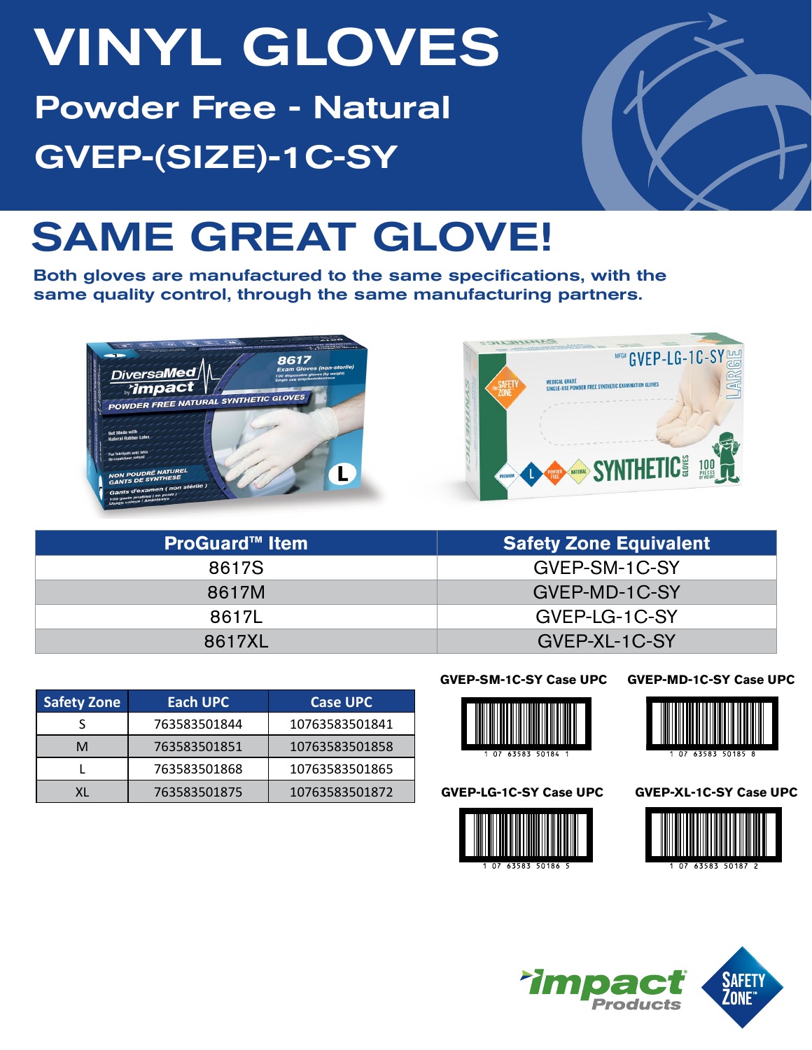# VINYL GLOVES

## Powder Free - Natural

## GVEP-(SIZE)-1C-SY

# SAME GREAT GLOVE!

**Both gloves are manufactured to the same specifications, with the same quality control, through the same manufacturing partners.**

| ProGuard™ Item | Safety Zone Equivalent |
|---|---|
| 8617S | GVEP-SM-1C-SY |
| 8617M | GVEP-MD-1C-SY |
| 8617L | GVEP-LG-1C-SY |
| 8617XL | GVEP-XL-1C-SY |

| Safety Zone | Each UPC | Case UPC |
|---|---|---|
| S | 763583501844 | 10763583501841 |
| M | 763583501851 | 10763583501858 |
| L | 763583501868 | 10763583501865 |
| XL | 763583501875 | 10763583501872 |

**GVEP-SM-1C-SY Case UPC**

1 07 63583 50184 1

**GVEP-MD-1C-SY Case UPC**

1 07 63583 50185 8

**GVEP-LG-1C-SY Case UPC**

1 07 63583 50186 5

**GVEP-XL-1C-SY Case UPC**

1 07 63583 50187 2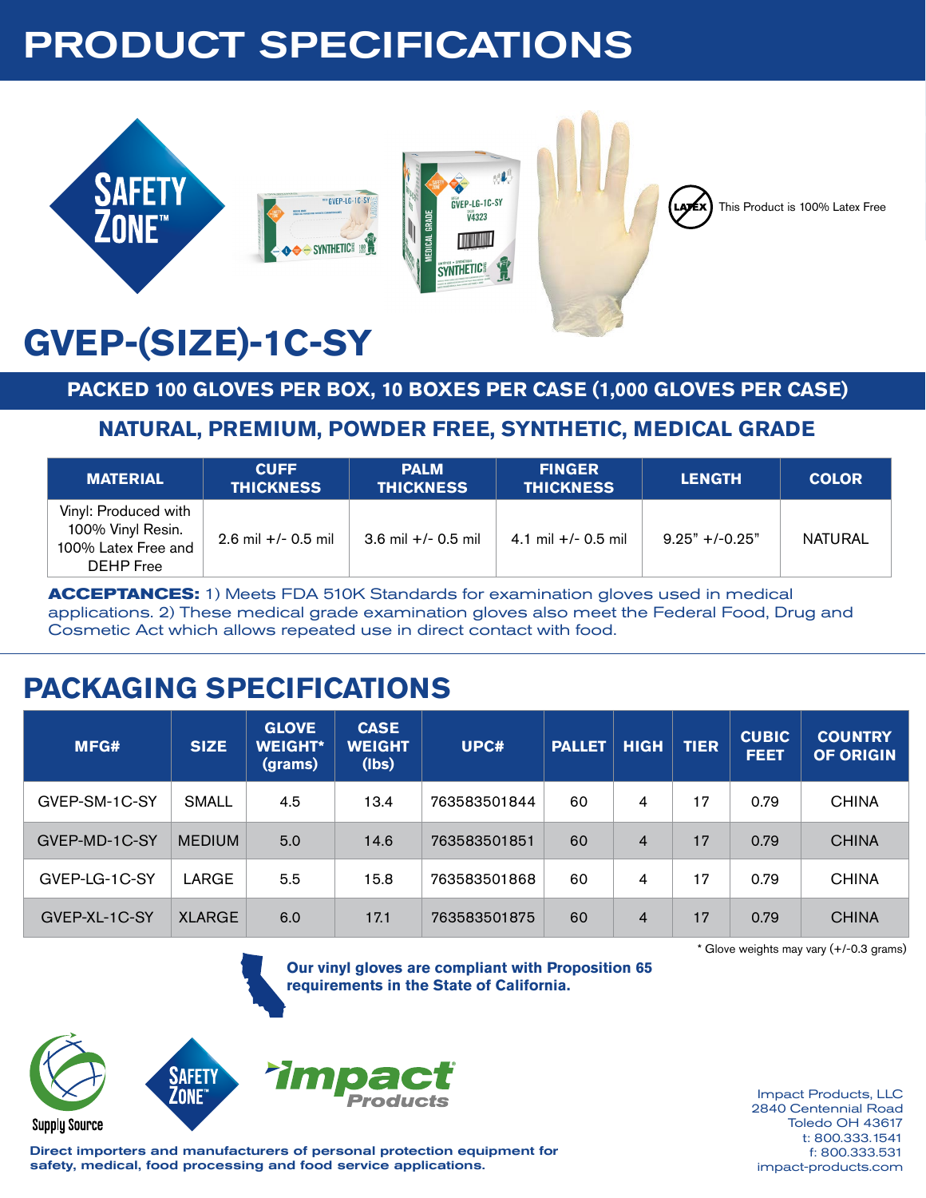# PRODUCT SPECIFICATIONS

This Product is 100% Latex Free

## GVEP-(SIZE)-1C-SY

**PACKED 100 GLOVES PER BOX, 10 BOXES PER CASE (1,000 GLOVES PER CASE)**

**NATURAL, PREMIUM, POWDER FREE, SYNTHETIC, MEDICAL GRADE**

| MATERIAL | CUFF THICKNESS | PALM THICKNESS | FINGER THICKNESS | LENGTH | COLOR |
|---|---|---|---|---|---|
| Vinyl: Produced with 100% Vinyl Resin. 100% Latex Free and DEHP Free | 2.6 mil +/- 0.5 mil | 3.6 mil +/- 0.5 mil | 4.1 mil +/- 0.5 mil | 9.25" +/-0.25" | NATURAL |

**ACCEPTANCES:** 1) Meets FDA 510K Standards for examination gloves used in medical applications. 2) These medical grade examination gloves also meet the Federal Food, Drug and Cosmetic Act which allows repeated use in direct contact with food.

## PACKAGING SPECIFICATIONS

| MFG# | SIZE | GLOVE WEIGHT* (grams) | CASE WEIGHT (lbs) | UPC# | PALLET | HIGH | TIER | CUBIC FEET | COUNTRY OF ORIGIN |
|---|---|---|---|---|---|---|---|---|---|
| GVEP-SM-1C-SY | SMALL | 4.5 | 13.4 | 763583501844 | 60 | 4 | 17 | 0.79 | CHINA |
| GVEP-MD-1C-SY | MEDIUM | 5.0 | 14.6 | 763583501851 | 60 | 4 | 17 | 0.79 | CHINA |
| GVEP-LG-1C-SY | LARGE | 5.5 | 15.8 | 763583501868 | 60 | 4 | 17 | 0.79 | CHINA |
| GVEP-XL-1C-SY | XLARGE | 6.0 | 17.1 | 763583501875 | 60 | 4 | 17 | 0.79 | CHINA |

* Glove weights may vary (+/-0.3 grams)

**Our vinyl gloves are compliant with Proposition 65 requirements in the State of California.**

**Direct importers and manufacturers of personal protection equipment for safety, medical, food processing and food service applications.**

Impact Products, LLC
2840 Centennial Road
Toledo OH 43617
t: 800.333.1541
f: 800.333.531
impact-products.com